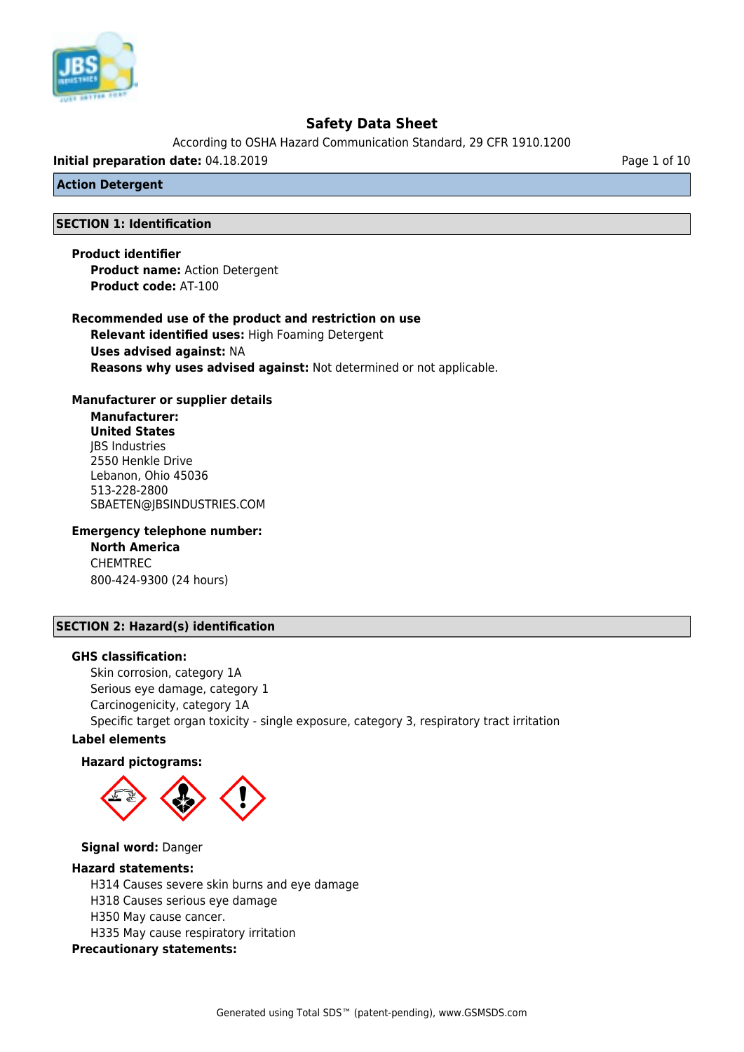# Safety Data Sheet

According to OSHA Hazard Communication Standard, 29 CFR 1910.1200

**Initial preparation date:** 04.18.2019

## Action Detergent

## SECTION 1: Identification

### Product identifier

**Product name:** Action Detergent
**Product code:** AT-100

### Recommended use of the product and restriction on use

**Relevant identified uses:** High Foaming Detergent
**Uses advised against:** NA
**Reasons why uses advised against:** Not determined or not applicable.

### Manufacturer or supplier details

**Manufacturer:**
**United States**
JBS Industries
2550 Henkle Drive
Lebanon, Ohio 45036
513-228-2800
SBAETEN@JBSINDUSTRIES.COM

### Emergency telephone number:

**North America**
CHEMTREC
800-424-9300 (24 hours)

## SECTION 2: Hazard(s) identification

### GHS classification:

Skin corrosion, category 1A
Serious eye damage, category 1
Carcinogenicity, category 1A
Specific target organ toxicity - single exposure, category 3, respiratory tract irritation

### Label elements

**Hazard pictograms:**

**Signal word:** Danger

### Hazard statements:

H314 Causes severe skin burns and eye damage
H318 Causes serious eye damage
H350 May cause cancer.
H335 May cause respiratory irritation

### Precautionary statements: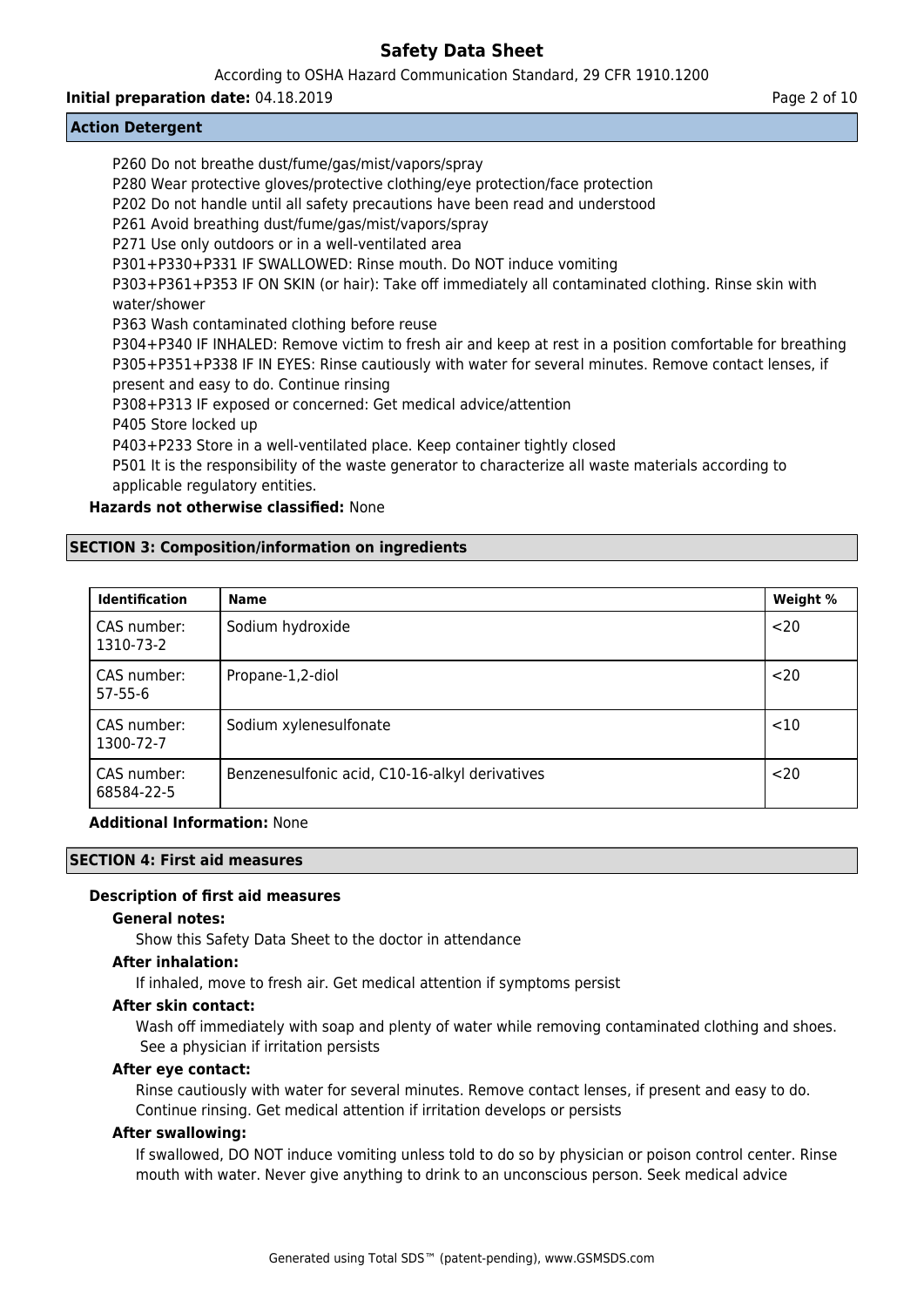**Action Detergent**

P260 Do not breathe dust/fume/gas/mist/vapors/spray
P280 Wear protective gloves/protective clothing/eye protection/face protection
P202 Do not handle until all safety precautions have been read and understood
P261 Avoid breathing dust/fume/gas/mist/vapors/spray
P271 Use only outdoors or in a well-ventilated area
P301+P330+P331 IF SWALLOWED: Rinse mouth. Do NOT induce vomiting
P303+P361+P353 IF ON SKIN (or hair): Take off immediately all contaminated clothing. Rinse skin with water/shower
P363 Wash contaminated clothing before reuse
P304+P340 IF INHALED: Remove victim to fresh air and keep at rest in a position comfortable for breathing
P305+P351+P338 IF IN EYES: Rinse cautiously with water for several minutes. Remove contact lenses, if present and easy to do. Continue rinsing
P308+P313 IF exposed or concerned: Get medical advice/attention
P405 Store locked up
P403+P233 Store in a well-ventilated place. Keep container tightly closed
P501 It is the responsibility of the waste generator to characterize all waste materials according to applicable regulatory entities.

**Hazards not otherwise classified:** None

## SECTION 3: Composition/information on ingredients

| Identification | Name | Weight % |
|---|---|---|
| CAS number: 1310-73-2 | Sodium hydroxide | <20 |
| CAS number: 57-55-6 | Propane-1,2-diol | <20 |
| CAS number: 1300-72-7 | Sodium xylenesulfonate | <10 |
| CAS number: 68584-22-5 | Benzenesulfonic acid, C10-16-alkyl derivatives | <20 |

**Additional Information:** None

## SECTION 4: First aid measures

### Description of first aid measures

**General notes:**

Show this Safety Data Sheet to the doctor in attendance

**After inhalation:**

If inhaled, move to fresh air. Get medical attention if symptoms persist

**After skin contact:**

Wash off immediately with soap and plenty of water while removing contaminated clothing and shoes. See a physician if irritation persists

**After eye contact:**

Rinse cautiously with water for several minutes. Remove contact lenses, if present and easy to do. Continue rinsing. Get medical attention if irritation develops or persists

**After swallowing:**

If swallowed, DO NOT induce vomiting unless told to do so by physician or poison control center. Rinse mouth with water. Never give anything to drink to an unconscious person. Seek medical advice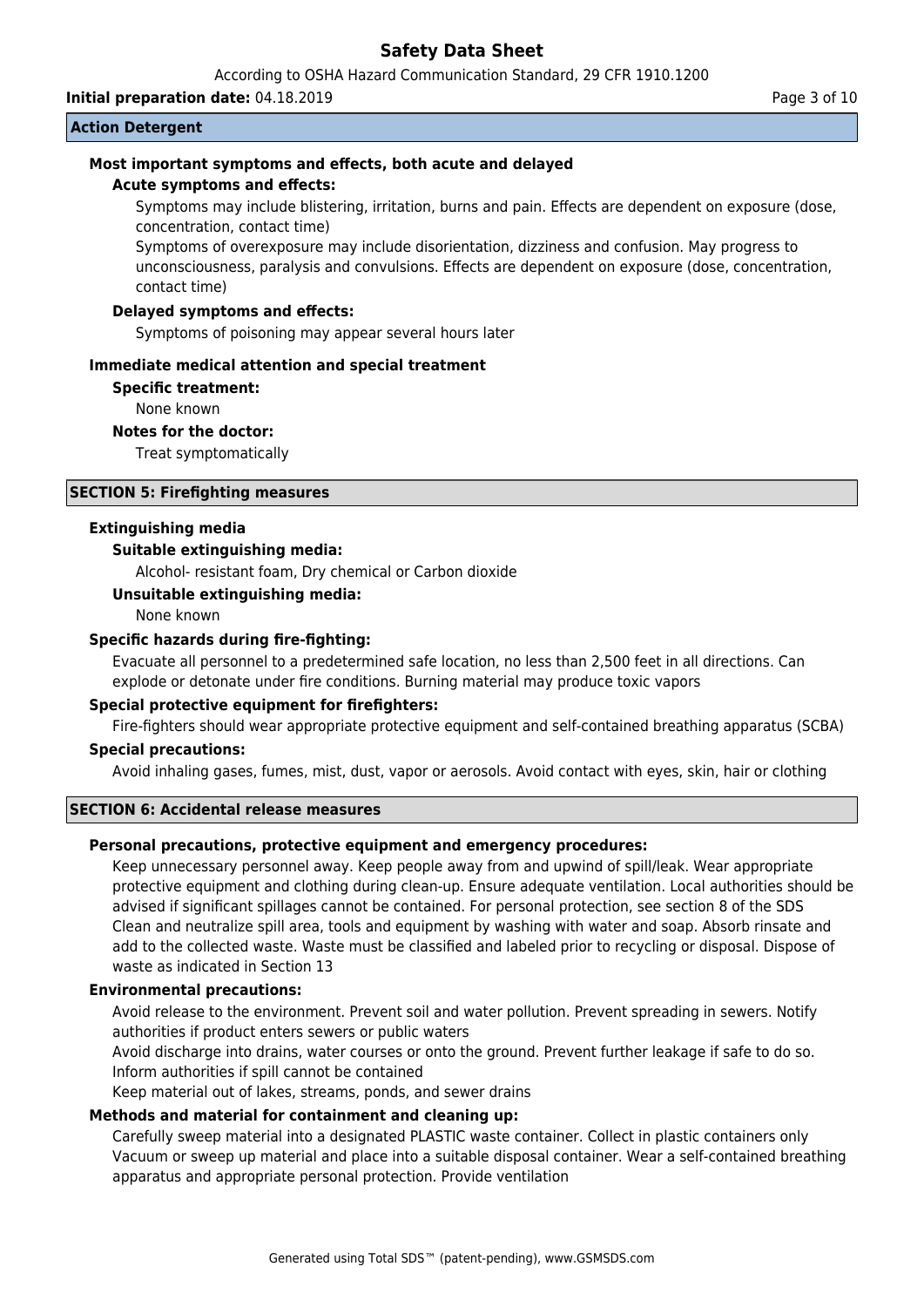**Action Detergent**

### Most important symptoms and effects, both acute and delayed

**Acute symptoms and effects:**

Symptoms may include blistering, irritation, burns and pain. Effects are dependent on exposure (dose, concentration, contact time)

Symptoms of overexposure may include disorientation, dizziness and confusion. May progress to unconsciousness, paralysis and convulsions. Effects are dependent on exposure (dose, concentration, contact time)

**Delayed symptoms and effects:**

Symptoms of poisoning may appear several hours later

### Immediate medical attention and special treatment

**Specific treatment:**

None known

**Notes for the doctor:**

Treat symptomatically

## SECTION 5: Firefighting measures

### Extinguishing media

**Suitable extinguishing media:**

Alcohol- resistant foam, Dry chemical or Carbon dioxide

**Unsuitable extinguishing media:**

None known

### Specific hazards during fire-fighting:

Evacuate all personnel to a predetermined safe location, no less than 2,500 feet in all directions. Can explode or detonate under fire conditions. Burning material may produce toxic vapors

### Special protective equipment for firefighters:

Fire-fighters should wear appropriate protective equipment and self-contained breathing apparatus (SCBA)

### Special precautions:

Avoid inhaling gases, fumes, mist, dust, vapor or aerosols. Avoid contact with eyes, skin, hair or clothing

## SECTION 6: Accidental release measures

### Personal precautions, protective equipment and emergency procedures:

Keep unnecessary personnel away. Keep people away from and upwind of spill/leak. Wear appropriate protective equipment and clothing during clean-up. Ensure adequate ventilation. Local authorities should be advised if significant spillages cannot be contained. For personal protection, see section 8 of the SDS

Clean and neutralize spill area, tools and equipment by washing with water and soap. Absorb rinsate and add to the collected waste. Waste must be classified and labeled prior to recycling or disposal. Dispose of waste as indicated in Section 13

### Environmental precautions:

Avoid release to the environment. Prevent soil and water pollution. Prevent spreading in sewers. Notify authorities if product enters sewers or public waters

Avoid discharge into drains, water courses or onto the ground. Prevent further leakage if safe to do so. Inform authorities if spill cannot be contained

Keep material out of lakes, streams, ponds, and sewer drains

### Methods and material for containment and cleaning up:

Carefully sweep material into a designated PLASTIC waste container. Collect in plastic containers only

Vacuum or sweep up material and place into a suitable disposal container. Wear a self-contained breathing apparatus and appropriate personal protection. Provide ventilation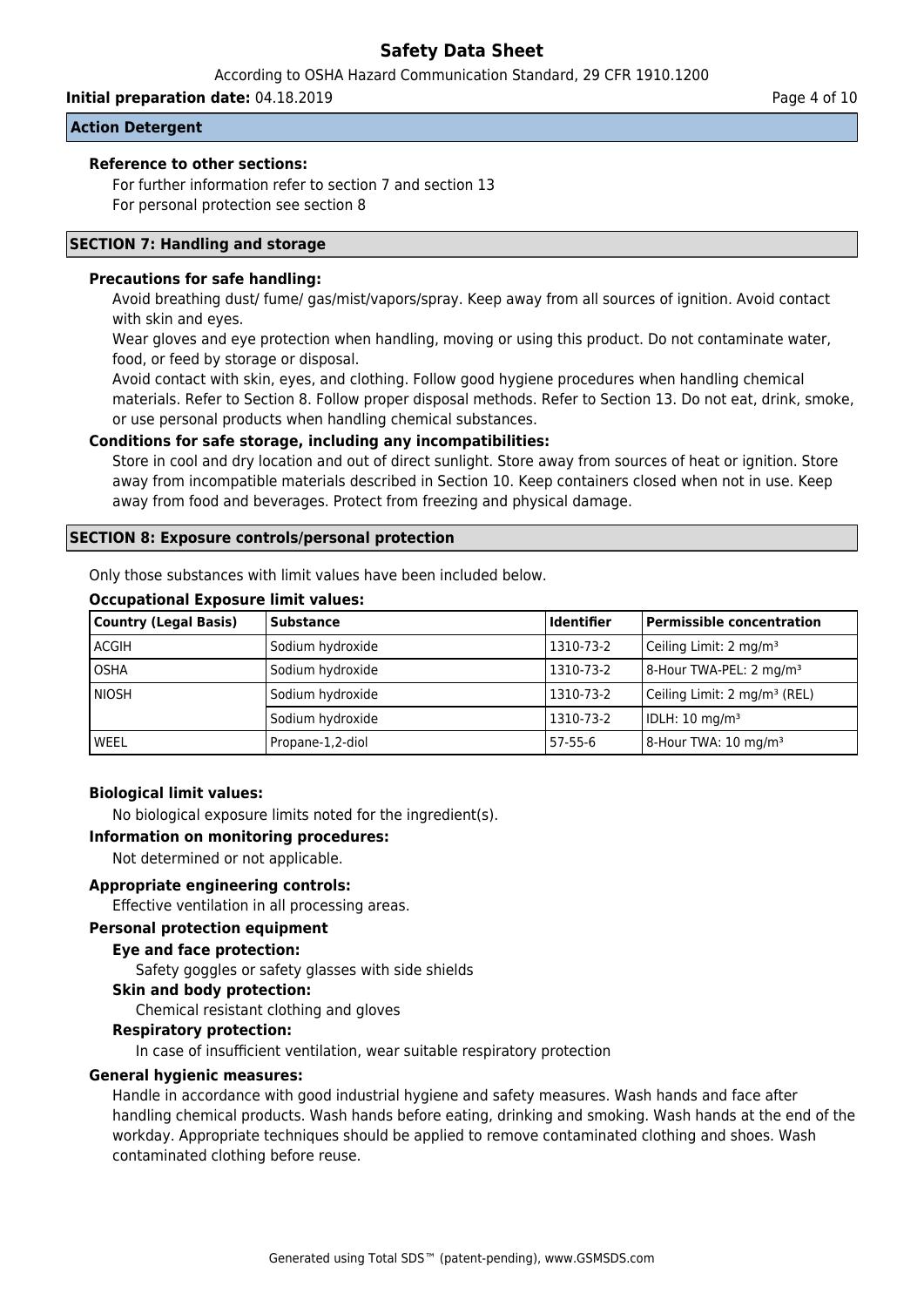**Action Detergent**

**Reference to other sections:**

For further information refer to section 7 and section 13
For personal protection see section 8

## SECTION 7: Handling and storage

**Precautions for safe handling:**

Avoid breathing dust/ fume/ gas/mist/vapors/spray. Keep away from all sources of ignition. Avoid contact with skin and eyes.
Wear gloves and eye protection when handling, moving or using this product. Do not contaminate water, food, or feed by storage or disposal.
Avoid contact with skin, eyes, and clothing. Follow good hygiene procedures when handling chemical materials. Refer to Section 8. Follow proper disposal methods. Refer to Section 13. Do not eat, drink, smoke, or use personal products when handling chemical substances.

**Conditions for safe storage, including any incompatibilities:**

Store in cool and dry location and out of direct sunlight. Store away from sources of heat or ignition. Store away from incompatible materials described in Section 10. Keep containers closed when not in use. Keep away from food and beverages. Protect from freezing and physical damage.

## SECTION 8: Exposure controls/personal protection

Only those substances with limit values have been included below.

**Occupational Exposure limit values:**

| Country (Legal Basis) | Substance | Identifier | Permissible concentration |
|---|---|---|---|
| ACGIH | Sodium hydroxide | 1310-73-2 | Ceiling Limit: 2 mg/m³ |
| OSHA | Sodium hydroxide | 1310-73-2 | 8-Hour TWA-PEL: 2 mg/m³ |
| NIOSH | Sodium hydroxide | 1310-73-2 | Ceiling Limit: 2 mg/m³ (REL) |
| | Sodium hydroxide | 1310-73-2 | IDLH: 10 mg/m³ |
| WEEL | Propane-1,2-diol | 57-55-6 | 8-Hour TWA: 10 mg/m³ |

**Biological limit values:**

No biological exposure limits noted for the ingredient(s).

**Information on monitoring procedures:**

Not determined or not applicable.

**Appropriate engineering controls:**

Effective ventilation in all processing areas.

**Personal protection equipment**

**Eye and face protection:**

Safety goggles or safety glasses with side shields

**Skin and body protection:**

Chemical resistant clothing and gloves

**Respiratory protection:**

In case of insufficient ventilation, wear suitable respiratory protection

**General hygienic measures:**

Handle in accordance with good industrial hygiene and safety measures. Wash hands and face after handling chemical products. Wash hands before eating, drinking and smoking. Wash hands at the end of the workday. Appropriate techniques should be applied to remove contaminated clothing and shoes. Wash contaminated clothing before reuse.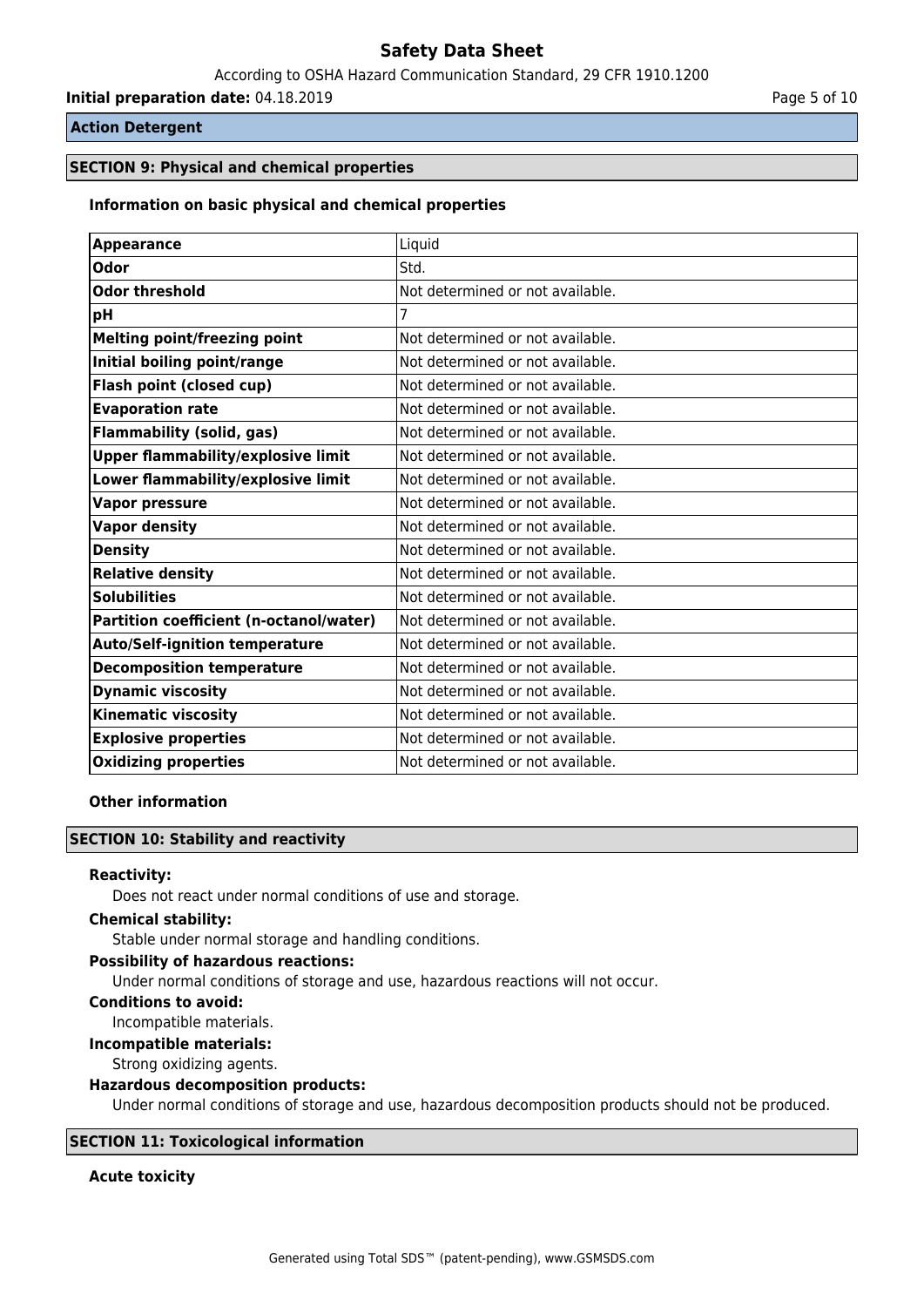**Action Detergent**

## SECTION 9: Physical and chemical properties

### Information on basic physical and chemical properties

| Appearance | Liquid |
|---|---|
| Odor | Std. |
| Odor threshold | Not determined or not available. |
| pH | 7 |
| Melting point/freezing point | Not determined or not available. |
| Initial boiling point/range | Not determined or not available. |
| Flash point (closed cup) | Not determined or not available. |
| Evaporation rate | Not determined or not available. |
| Flammability (solid, gas) | Not determined or not available. |
| Upper flammability/explosive limit | Not determined or not available. |
| Lower flammability/explosive limit | Not determined or not available. |
| Vapor pressure | Not determined or not available. |
| Vapor density | Not determined or not available. |
| Density | Not determined or not available. |
| Relative density | Not determined or not available. |
| Solubilities | Not determined or not available. |
| Partition coefficient (n-octanol/water) | Not determined or not available. |
| Auto/Self-ignition temperature | Not determined or not available. |
| Decomposition temperature | Not determined or not available. |
| Dynamic viscosity | Not determined or not available. |
| Kinematic viscosity | Not determined or not available. |
| Explosive properties | Not determined or not available. |
| Oxidizing properties | Not determined or not available. |

### Other information

## SECTION 10: Stability and reactivity

**Reactivity:**

Does not react under normal conditions of use and storage.

**Chemical stability:**

Stable under normal storage and handling conditions.

**Possibility of hazardous reactions:**

Under normal conditions of storage and use, hazardous reactions will not occur.

**Conditions to avoid:**

Incompatible materials.

**Incompatible materials:**

Strong oxidizing agents.

**Hazardous decomposition products:**

Under normal conditions of storage and use, hazardous decomposition products should not be produced.

## SECTION 11: Toxicological information

### Acute toxicity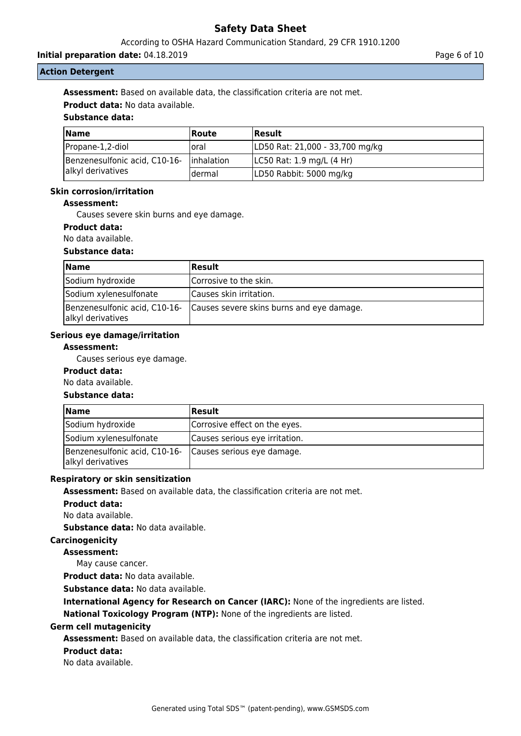**Action Detergent**

**Assessment:** Based on available data, the classification criteria are not met.

**Product data:** No data available.

**Substance data:**

| Name | Route | Result |
|---|---|---|
| Propane-1,2-diol | oral | LD50 Rat: 21,000 - 33,700 mg/kg |
| Benzenesulfonic acid, C10-16-alkyl derivatives | inhalation | LC50 Rat: 1.9 mg/L (4 Hr) |
| | dermal | LD50 Rabbit: 5000 mg/kg |

### Skin corrosion/irritation

**Assessment:**

Causes severe skin burns and eye damage.

**Product data:**

No data available.

**Substance data:**

| Name | Result |
|---|---|
| Sodium hydroxide | Corrosive to the skin. |
| Sodium xylenesulfonate | Causes skin irritation. |
| Benzenesulfonic acid, C10-16-alkyl derivatives | Causes severe skins burns and eye damage. |

### Serious eye damage/irritation

**Assessment:**

Causes serious eye damage.

**Product data:**

No data available.

**Substance data:**

| Name | Result |
|---|---|
| Sodium hydroxide | Corrosive effect on the eyes. |
| Sodium xylenesulfonate | Causes serious eye irritation. |
| Benzenesulfonic acid, C10-16-alkyl derivatives | Causes serious eye damage. |

### Respiratory or skin sensitization

**Assessment:** Based on available data, the classification criteria are not met.

**Product data:**

No data available.

**Substance data:** No data available.

### Carcinogenicity

**Assessment:**

May cause cancer.

**Product data:** No data available.

**Substance data:** No data available.

**International Agency for Research on Cancer (IARC):** None of the ingredients are listed.

**National Toxicology Program (NTP):** None of the ingredients are listed.

### Germ cell mutagenicity

**Assessment:** Based on available data, the classification criteria are not met.

**Product data:**

No data available.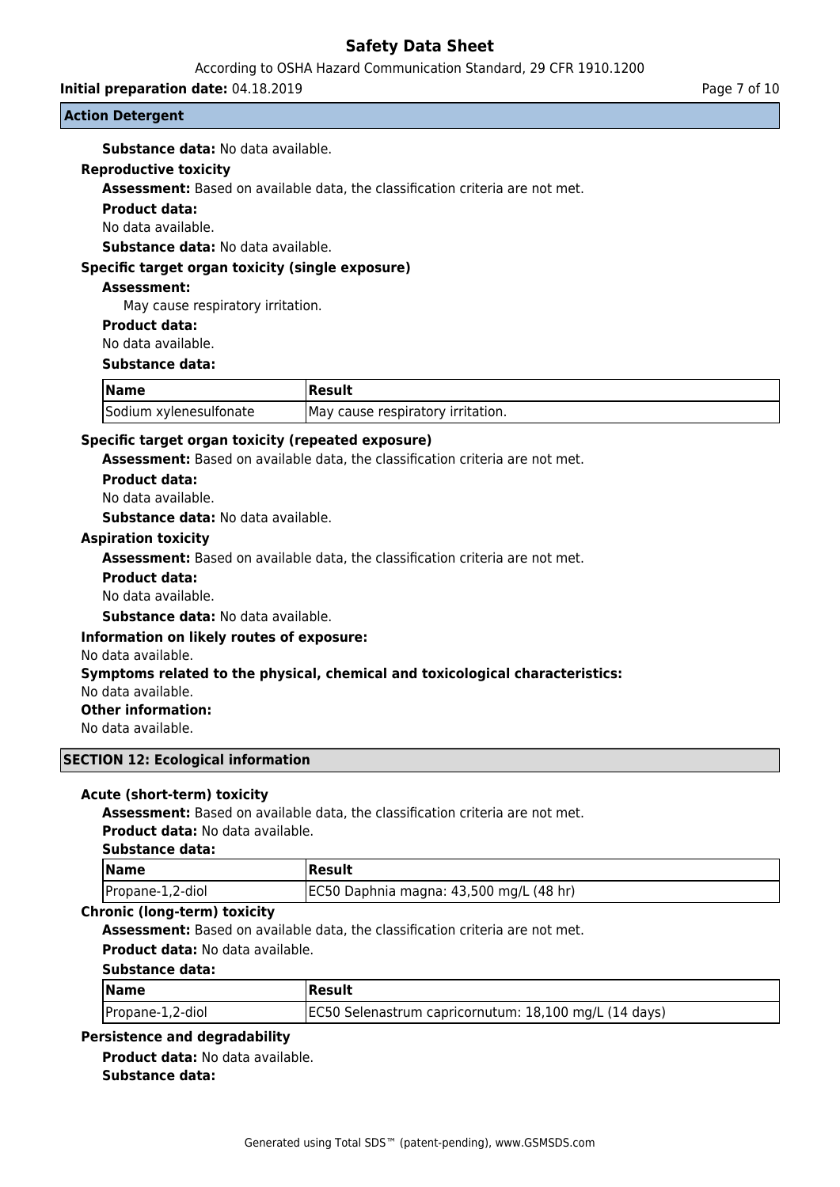**Action Detergent**

**Substance data:** No data available.

**Reproductive toxicity**

**Assessment:** Based on available data, the classification criteria are not met.

**Product data:**

No data available.

**Substance data:** No data available.

**Specific target organ toxicity (single exposure)**

**Assessment:**

May cause respiratory irritation.

**Product data:**

No data available.

**Substance data:**

| Name | Result |
|---|---|
| Sodium xylenesulfonate | May cause respiratory irritation. |

**Specific target organ toxicity (repeated exposure)**

**Assessment:** Based on available data, the classification criteria are not met.

**Product data:**

No data available.

**Substance data:** No data available.

**Aspiration toxicity**

**Assessment:** Based on available data, the classification criteria are not met.

**Product data:**

No data available.

**Substance data:** No data available.

**Information on likely routes of exposure:**

No data available.

**Symptoms related to the physical, chemical and toxicological characteristics:**

No data available.

**Other information:**

No data available.

## SECTION 12: Ecological information

**Acute (short-term) toxicity**

**Assessment:** Based on available data, the classification criteria are not met.

**Product data:** No data available.

**Substance data:**

| Name | Result |
|---|---|
| Propane-1,2-diol | EC50 Daphnia magna: 43,500 mg/L (48 hr) |

**Chronic (long-term) toxicity**

**Assessment:** Based on available data, the classification criteria are not met.

**Product data:** No data available.

**Substance data:**

| Name | Result |
|---|---|
| Propane-1,2-diol | EC50 Selenastrum capricornutum: 18,100 mg/L (14 days) |

**Persistence and degradability**

**Product data:** No data available.

**Substance data:**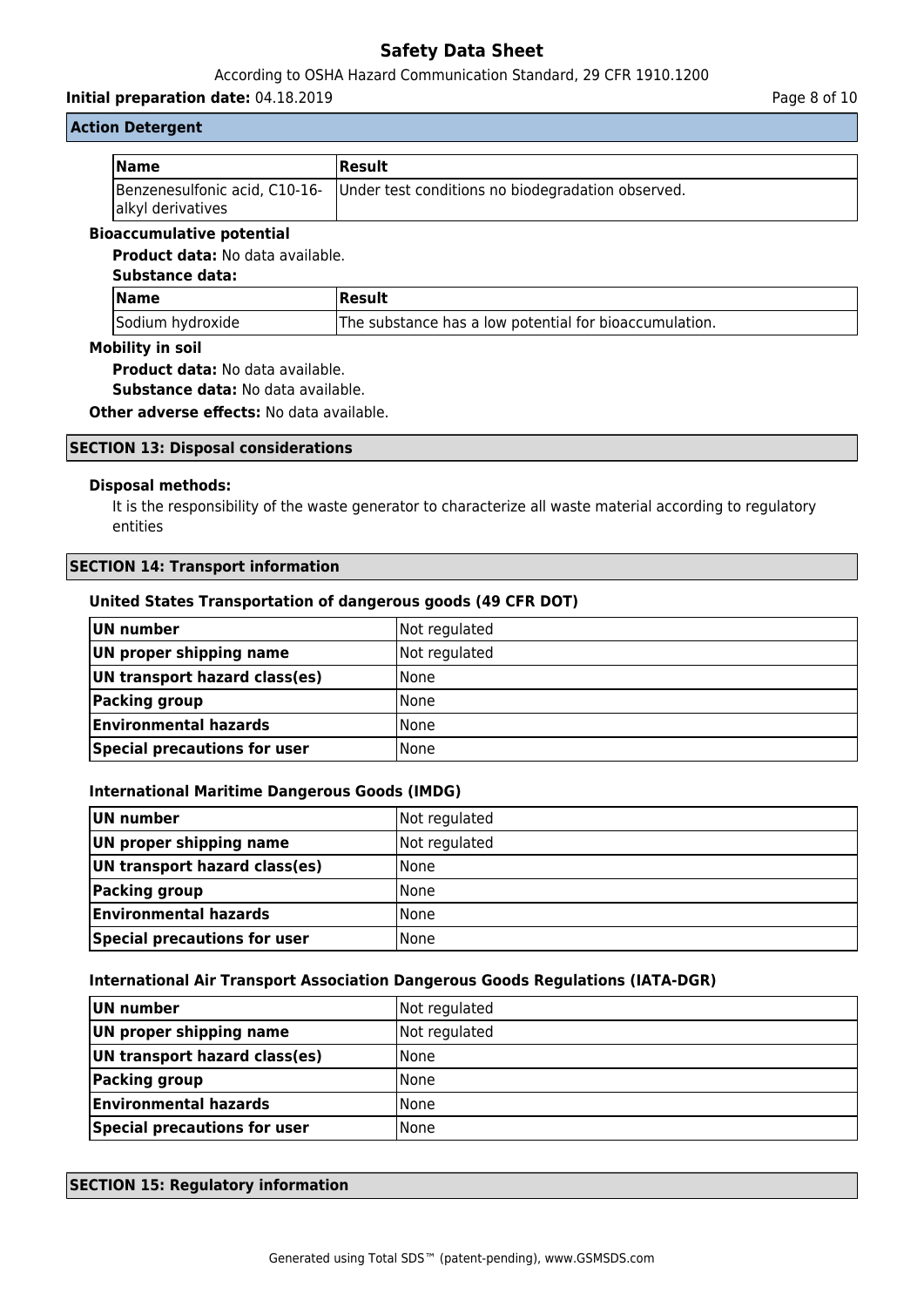**Action Detergent**

| Name | Result |
|---|---|
| Benzenesulfonic acid, C10-16-alkyl derivatives | Under test conditions no biodegradation observed. |

**Bioaccumulative potential**

**Product data:** No data available.

**Substance data:**

| Name | Result |
|---|---|
| Sodium hydroxide | The substance has a low potential for bioaccumulation. |

**Mobility in soil**

**Product data:** No data available.

**Substance data:** No data available.

**Other adverse effects:** No data available.

## SECTION 13: Disposal considerations

**Disposal methods:**

It is the responsibility of the waste generator to characterize all waste material according to regulatory entities

## SECTION 14: Transport information

**United States Transportation of dangerous goods (49 CFR DOT)**

| | |
|---|---|
| **UN number** | Not regulated |
| **UN proper shipping name** | Not regulated |
| **UN transport hazard class(es)** | None |
| **Packing group** | None |
| **Environmental hazards** | None |
| **Special precautions for user** | None |

**International Maritime Dangerous Goods (IMDG)**

| | |
|---|---|
| **UN number** | Not regulated |
| **UN proper shipping name** | Not regulated |
| **UN transport hazard class(es)** | None |
| **Packing group** | None |
| **Environmental hazards** | None |
| **Special precautions for user** | None |

**International Air Transport Association Dangerous Goods Regulations (IATA-DGR)**

| | |
|---|---|
| **UN number** | Not regulated |
| **UN proper shipping name** | Not regulated |
| **UN transport hazard class(es)** | None |
| **Packing group** | None |
| **Environmental hazards** | None |
| **Special precautions for user** | None |

## SECTION 15: Regulatory information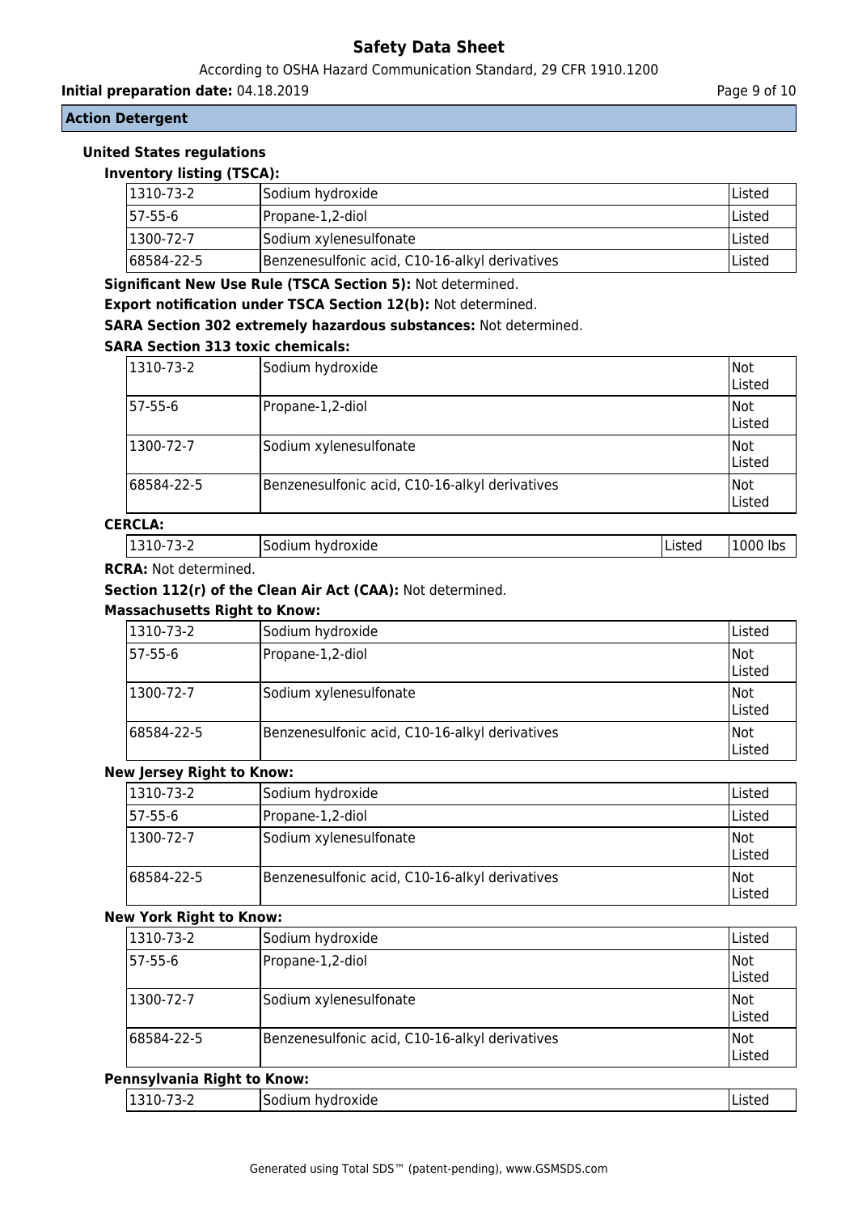**Action Detergent**

### United States regulations

**Inventory listing (TSCA):**

| | | |
|---|---|---|
| 1310-73-2 | Sodium hydroxide | Listed |
| 57-55-6 | Propane-1,2-diol | Listed |
| 1300-72-7 | Sodium xylenesulfonate | Listed |
| 68584-22-5 | Benzenesulfonic acid, C10-16-alkyl derivatives | Listed |

**Significant New Use Rule (TSCA Section 5):** Not determined.

**Export notification under TSCA Section 12(b):** Not determined.

**SARA Section 302 extremely hazardous substances:** Not determined.

**SARA Section 313 toxic chemicals:**

| | | |
|---|---|---|
| 1310-73-2 | Sodium hydroxide | Not Listed |
| 57-55-6 | Propane-1,2-diol | Not Listed |
| 1300-72-7 | Sodium xylenesulfonate | Not Listed |
| 68584-22-5 | Benzenesulfonic acid, C10-16-alkyl derivatives | Not Listed |

**CERCLA:**

| | | | |
|---|---|---|---|
| 1310-73-2 | Sodium hydroxide | Listed | 1000 lbs |

**RCRA:** Not determined.

**Section 112(r) of the Clean Air Act (CAA):** Not determined.

**Massachusetts Right to Know:**

| | | |
|---|---|---|
| 1310-73-2 | Sodium hydroxide | Listed |
| 57-55-6 | Propane-1,2-diol | Not Listed |
| 1300-72-7 | Sodium xylenesulfonate | Not Listed |
| 68584-22-5 | Benzenesulfonic acid, C10-16-alkyl derivatives | Not Listed |

**New Jersey Right to Know:**

| | | |
|---|---|---|
| 1310-73-2 | Sodium hydroxide | Listed |
| 57-55-6 | Propane-1,2-diol | Listed |
| 1300-72-7 | Sodium xylenesulfonate | Not Listed |
| 68584-22-5 | Benzenesulfonic acid, C10-16-alkyl derivatives | Not Listed |

**New York Right to Know:**

| | | |
|---|---|---|
| 1310-73-2 | Sodium hydroxide | Listed |
| 57-55-6 | Propane-1,2-diol | Not Listed |
| 1300-72-7 | Sodium xylenesulfonate | Not Listed |
| 68584-22-5 | Benzenesulfonic acid, C10-16-alkyl derivatives | Not Listed |

**Pennsylvania Right to Know:**

| | | |
|---|---|---|
| 1310-73-2 | Sodium hydroxide | Listed |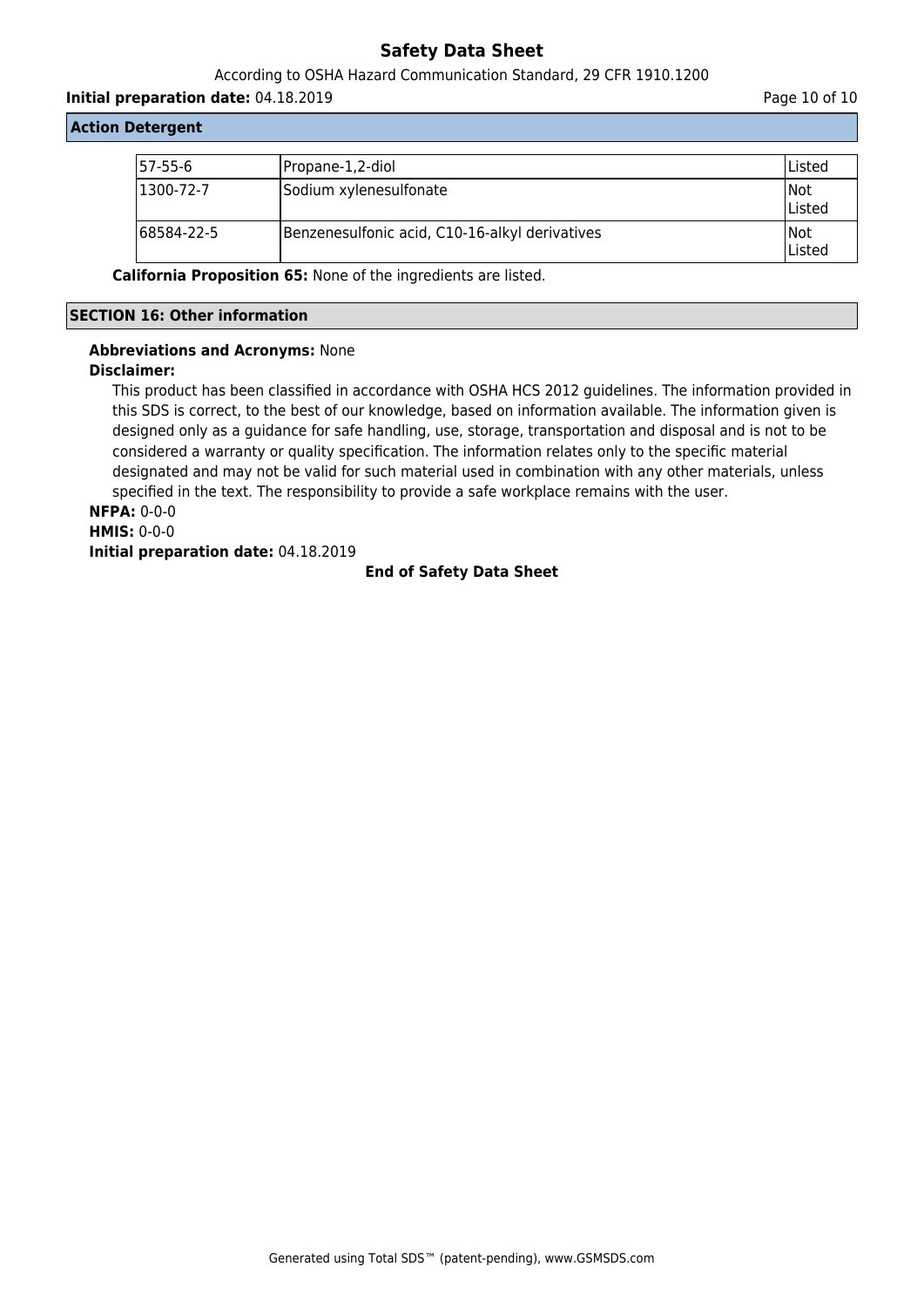**Action Detergent**

| | | |
|---|---|---|
| 57-55-6 | Propane-1,2-diol | Listed |
| 1300-72-7 | Sodium xylenesulfonate | Not Listed |
| 68584-22-5 | Benzenesulfonic acid, C10-16-alkyl derivatives | Not Listed |

**California Proposition 65:** None of the ingredients are listed.

## SECTION 16: Other information

**Abbreviations and Acronyms:** None

**Disclaimer:**

This product has been classified in accordance with OSHA HCS 2012 guidelines. The information provided in this SDS is correct, to the best of our knowledge, based on information available. The information given is designed only as a guidance for safe handling, use, storage, transportation and disposal and is not to be considered a warranty or quality specification. The information relates only to the specific material designated and may not be valid for such material used in combination with any other materials, unless specified in the text. The responsibility to provide a safe workplace remains with the user.

**NFPA:** 0-0-0

**HMIS:** 0-0-0

**Initial preparation date:** 04.18.2019

**End of Safety Data Sheet**